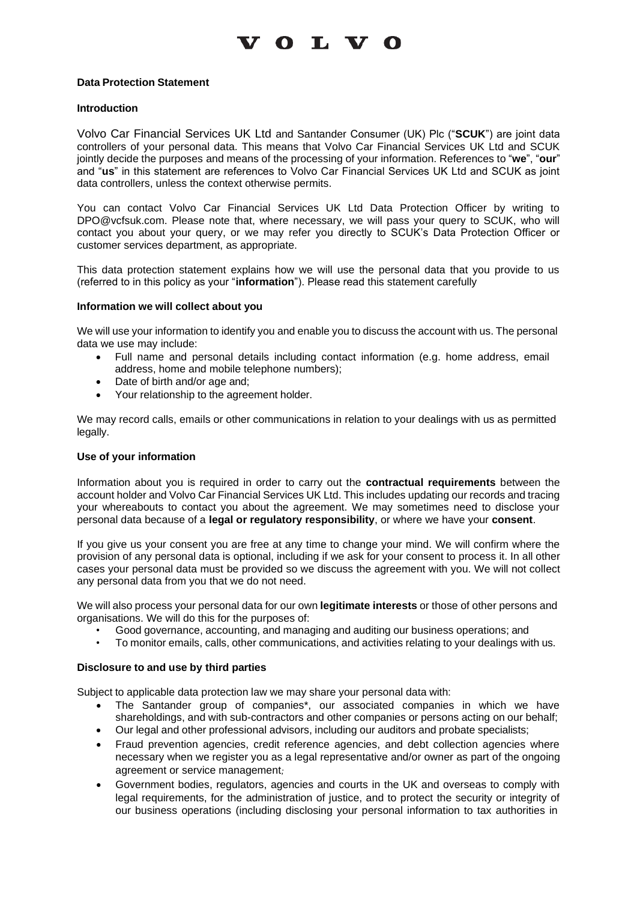# VOLVO

**Data Protection Statement**

**Introduction**

Volvo Car Financial Services UK Ltd and Santander Consumer (UK) Plc ("**SCUK**") are joint data controllers of your personal data. This means that Volvo Car Financial Services UK Ltd and SCUK jointly decide the purposes and means of the processing of your information. References to "**we**", "**our**" and "**us**" in this statement are references to Volvo Car Financial Services UK Ltd and SCUK as joint data controllers, unless the context otherwise permits.

You can contact Volvo Car Financial Services UK Ltd Data Protection Officer by writing to DPO@vcfsuk.com. Please note that, where necessary, we will pass your query to SCUK, who will contact you about your query, or we may refer you directly to SCUK's Data Protection Officer or customer services department, as appropriate.

This data protection statement explains how we will use the personal data that you provide to us (referred to in this policy as your "**information**"). Please read this statement carefully

**Information we will collect about you**

We will use your information to identify you and enable you to discuss the account with us. The personal data we use may include:

- Full name and personal details including contact information (e.g. home address, email address, home and mobile telephone numbers);
- Date of birth and/or age and;
- Your relationship to the agreement holder.

We may record calls, emails or other communications in relation to your dealings with us as permitted legally.

**Use of your information**

Information about you is required in order to carry out the **contractual requirements** between the account holder and Volvo Car Financial Services UK Ltd. This includes updating our records and tracing your whereabouts to contact you about the agreement. We may sometimes need to disclose your personal data because of a **legal or regulatory responsibility**, or where we have your **consent**.

If you give us your consent you are free at any time to change your mind. We will confirm where the provision of any personal data is optional, including if we ask for your consent to process it. In all other cases your personal data must be provided so we discuss the agreement with you. We will not collect any personal data from you that we do not need.

We will also process your personal data for our own **legitimate interests** or those of other persons and organisations. We will do this for the purposes of:

- Good governance, accounting, and managing and auditing our business operations; and
- To monitor emails, calls, other communications, and activities relating to your dealings with us.

**Disclosure to and use by third parties**

Subject to applicable data protection law we may share your personal data with:

- The Santander group of companies*, our associated companies in which we have shareholdings, and with sub-contractors and other companies or persons acting on our behalf;
- Our legal and other professional advisors, including our auditors and probate specialists;
- Fraud prevention agencies, credit reference agencies, and debt collection agencies where necessary when we register you as a legal representative and/or owner as part of the ongoing agreement or service management;
- Government bodies, regulators, agencies and courts in the UK and overseas to comply with legal requirements, for the administration of justice, and to protect the security or integrity of our business operations (including disclosing your personal information to tax authorities in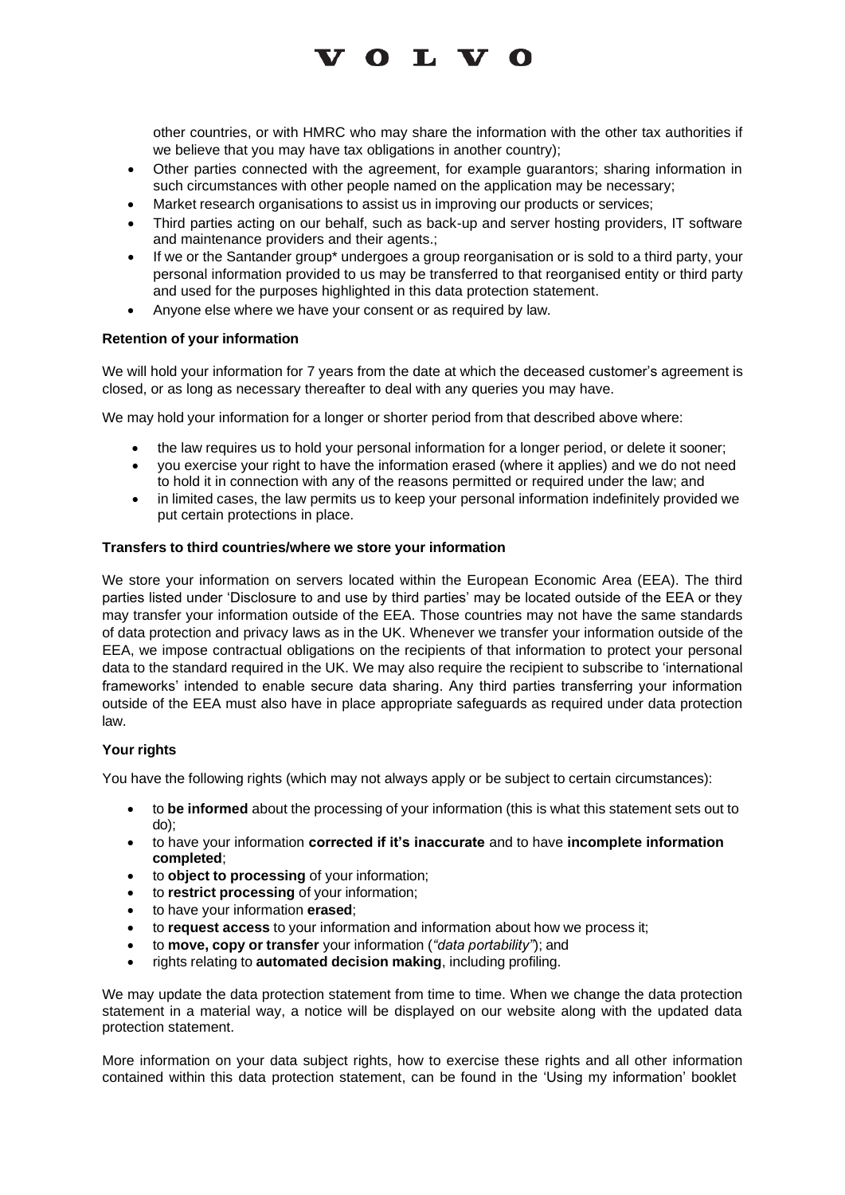other countries, or with HMRC who may share the information with the other tax authorities if we believe that you may have tax obligations in another country);

- Other parties connected with the agreement, for example guarantors; sharing information in such circumstances with other people named on the application may be necessary;
- Market research organisations to assist us in improving our products or services;
- Third parties acting on our behalf, such as back-up and server hosting providers, IT software and maintenance providers and their agents.;
- If we or the Santander group* undergoes a group reorganisation or is sold to a third party, your personal information provided to us may be transferred to that reorganised entity or third party and used for the purposes highlighted in this data protection statement.
- Anyone else where we have your consent or as required by law.

**Retention of your information**

We will hold your information for 7 years from the date at which the deceased customer's agreement is closed, or as long as necessary thereafter to deal with any queries you may have.

We may hold your information for a longer or shorter period from that described above where:

- the law requires us to hold your personal information for a longer period, or delete it sooner;
- you exercise your right to have the information erased (where it applies) and we do not need to hold it in connection with any of the reasons permitted or required under the law; and
- in limited cases, the law permits us to keep your personal information indefinitely provided we put certain protections in place.

**Transfers to third countries/where we store your information**

We store your information on servers located within the European Economic Area (EEA). The third parties listed under 'Disclosure to and use by third parties' may be located outside of the EEA or they may transfer your information outside of the EEA. Those countries may not have the same standards of data protection and privacy laws as in the UK. Whenever we transfer your information outside of the EEA, we impose contractual obligations on the recipients of that information to protect your personal data to the standard required in the UK. We may also require the recipient to subscribe to 'international frameworks' intended to enable secure data sharing. Any third parties transferring your information outside of the EEA must also have in place appropriate safeguards as required under data protection law.

**Your rights**

You have the following rights (which may not always apply or be subject to certain circumstances):

- to **be informed** about the processing of your information (this is what this statement sets out to do);
- to have your information **corrected if it's inaccurate** and to have **incomplete information completed**;
- to **object to processing** of your information;
- to **restrict processing** of your information;
- to have your information **erased**;
- to **request access** to your information and information about how we process it;
- to **move, copy or transfer** your information (*"data portability"*); and
- rights relating to **automated decision making**, including profiling.

We may update the data protection statement from time to time. When we change the data protection statement in a material way, a notice will be displayed on our website along with the updated data protection statement.

More information on your data subject rights, how to exercise these rights and all other information contained within this data protection statement, can be found in the 'Using my information' booklet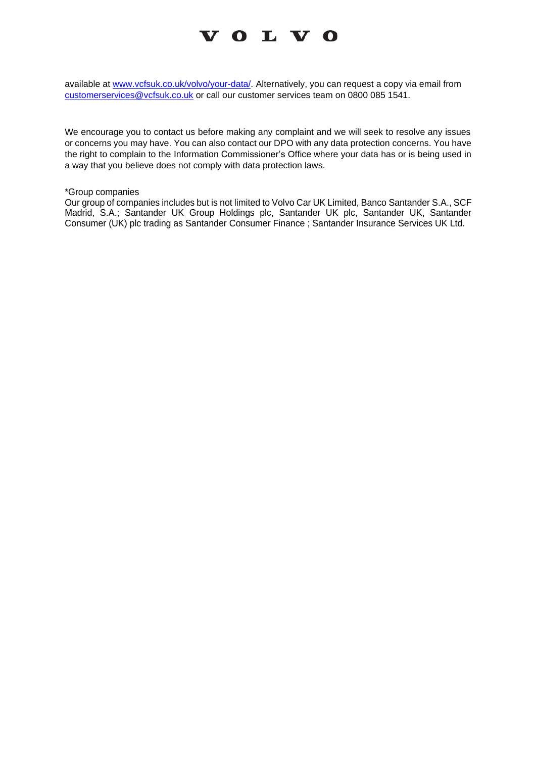available at [www.vcfsuk.co.uk/volvo/your-data/](http://www.vcfsuk.co.uk/volvo/your-data/). Alternatively, you can request a copy via email from [customerservices@vcfsuk.co.uk](mailto:customerservices@vcfsuk.co.uk) or call our customer services team on 0800 085 1541.

We encourage you to contact us before making any complaint and we will seek to resolve any issues or concerns you may have. You can also contact our DPO with any data protection concerns. You have the right to complain to the Information Commissioner's Office where your data has or is being used in a way that you believe does not comply with data protection laws.

*Group companies

Our group of companies includes but is not limited to Volvo Car UK Limited, Banco Santander S.A., SCF Madrid, S.A.; Santander UK Group Holdings plc, Santander UK plc, Santander UK, Santander Consumer (UK) plc trading as Santander Consumer Finance ; Santander Insurance Services UK Ltd.